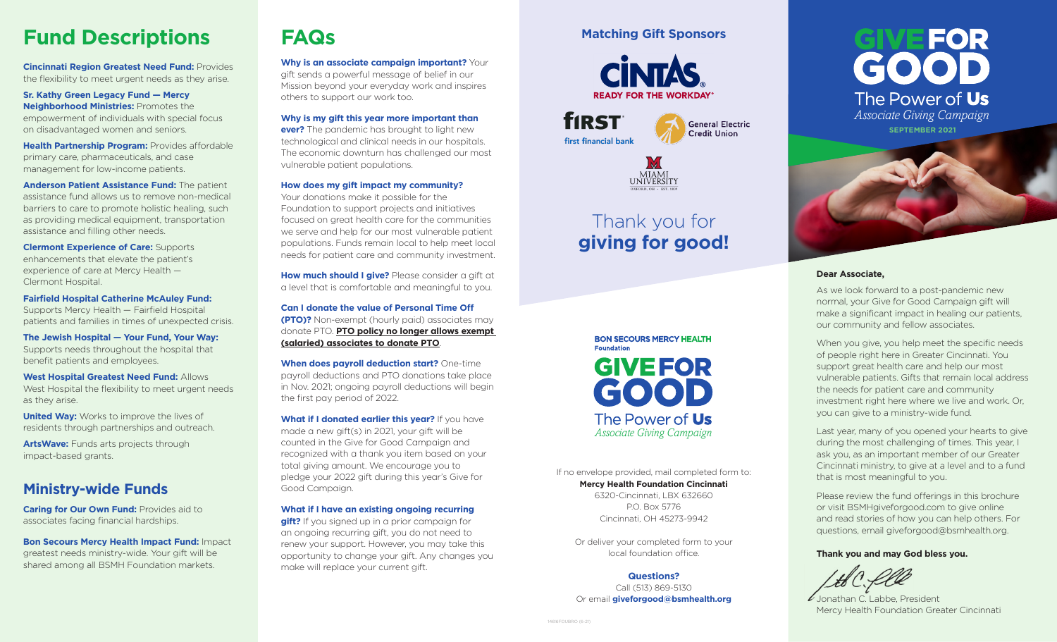# Fund Descriptions

**Cincinnati Region Greatest Need Fund:** Provides the flexibility to meet urgent needs as they arise.

**Sr. Kathy Green Legacy Fund — Mercy Neighborhood Ministries:** Promotes the empowerment of individuals with special focus on disadvantaged women and seniors.

**Health Partnership Program:** Provides affordable primary care, pharmaceuticals, and case management for low-income patients.

**Anderson Patient Assistance Fund:** The patient assistance fund allows us to remove non-medical barriers to care to promote holistic healing, such as providing medical equipment, transportation assistance and filling other needs.

**Clermont Experience of Care:** Supports enhancements that elevate the patient's experience of care at Mercy Health — Clermont Hospital.

**Fairfield Hospital Catherine McAuley Fund:** Supports Mercy Health — Fairfield Hospital patients and families in times of unexpected crisis.

**The Jewish Hospital — Your Fund, Your Way:** Supports needs throughout the hospital that benefit patients and employees.

**West Hospital Greatest Need Fund:** Allows West Hospital the flexibility to meet urgent needs as they arise.

**United Way:** Works to improve the lives of residents through partnerships and outreach.

**ArtsWave:** Funds arts projects through impact-based grants.

## Ministry-wide Funds

**Caring for Our Own Fund:** Provides aid to associates facing financial hardships.

**Bon Secours Mercy Health Impact Fund:** Impact greatest needs ministry-wide. Your gift will be shared among all BSMH Foundation markets.

# FAQs

**Why is an associate campaign important?** Your gift sends a powerful message of belief in our Mission beyond your everyday work and inspires others to support our work too.

**Why is my gift this year more important than ever?** The pandemic has brought to light new technological and clinical needs in our hospitals. The economic downturn has challenged our most vulnerable patient populations.

**How does my gift impact my community?** Your donations make it possible for the Foundation to support projects and initiatives focused on great health care for the communities we serve and help for our most vulnerable patient populations. Funds remain local to help meet local needs for patient care and community investment.

**How much should I give?** Please consider a gift at a level that is comfortable and meaningful to you.

**Can I donate the value of Personal Time Off (PTO)?** Non-exempt (hourly paid) associates may donate PTO. **PTO policy no longer allows exempt (salaried) associates to donate PTO**.

**When does payroll deduction start?** One-time payroll deductions and PTO donations take place in Nov. 2021; ongoing payroll deductions will begin the first pay period of 2022.

**What if I donated earlier this year?** If you have made a new gift(s) in 2021, your gift will be counted in the Give for Good Campaign and recognized with a thank you item based on your total giving amount. We encourage you to pledge your 2022 gift during this year's Give for Good Campaign.

**What if I have an existing ongoing recurring gift?** If you signed up in a prior campaign for an ongoing recurring gift, you do not need to renew your support. However, you may take this opportunity to change your gift. Any changes you make will replace your current gift.

## Matching Gift Sponsors

CINTAS READY FOR THE WORKDAY®

FIRST first financial bank

General Electric Credit Union

MIAMI UNIVERSITY OXFORD, OH · EST. 1809

Thank you for **giving for good!**

BON SECOURS MERCY HEALTH Foundation

GIVE FOR GOOD
The Power of **Us**
*Associate Giving Campaign*

If no envelope provided, mail completed form to:
**Mercy Health Foundation Cincinnati**
6320-Cincinnati, LBX 632660
P.O. Box 5776
Cincinnati, OH 45273-9942

Or deliver your completed form to your local foundation office.

**Questions?**
Call (513) 869-5130
Or email **giveforgood@bsmhealth.org**

1408FOUBRO (6-21)

# GIVE FOR GOOD
The Power of **Us**
*Associate Giving Campaign*
**SEPTEMBER 2021**

**Dear Associate,**

As we look forward to a post-pandemic new normal, your Give for Good Campaign gift will make a significant impact in healing our patients, our community and fellow associates.

When you give, you help meet the specific needs of people right here in Greater Cincinnati. You support great health care and help our most vulnerable patients. Gifts that remain local address the needs for patient care and community investment right here where we live and work. Or, you can give to a ministry-wide fund.

Last year, many of you opened your hearts to give during the most challenging of times. This year, I ask you, as an important member of our Greater Cincinnati ministry, to give at a level and to a fund that is most meaningful to you.

Please review the fund offerings in this brochure or visit BSMHgiveforgood.com to give online and read stories of how you can help others. For questions, email giveforgood@bsmhealth.org.

**Thank you and may God bless you.**

Jonathan C. Labbe, President
Mercy Health Foundation Greater Cincinnati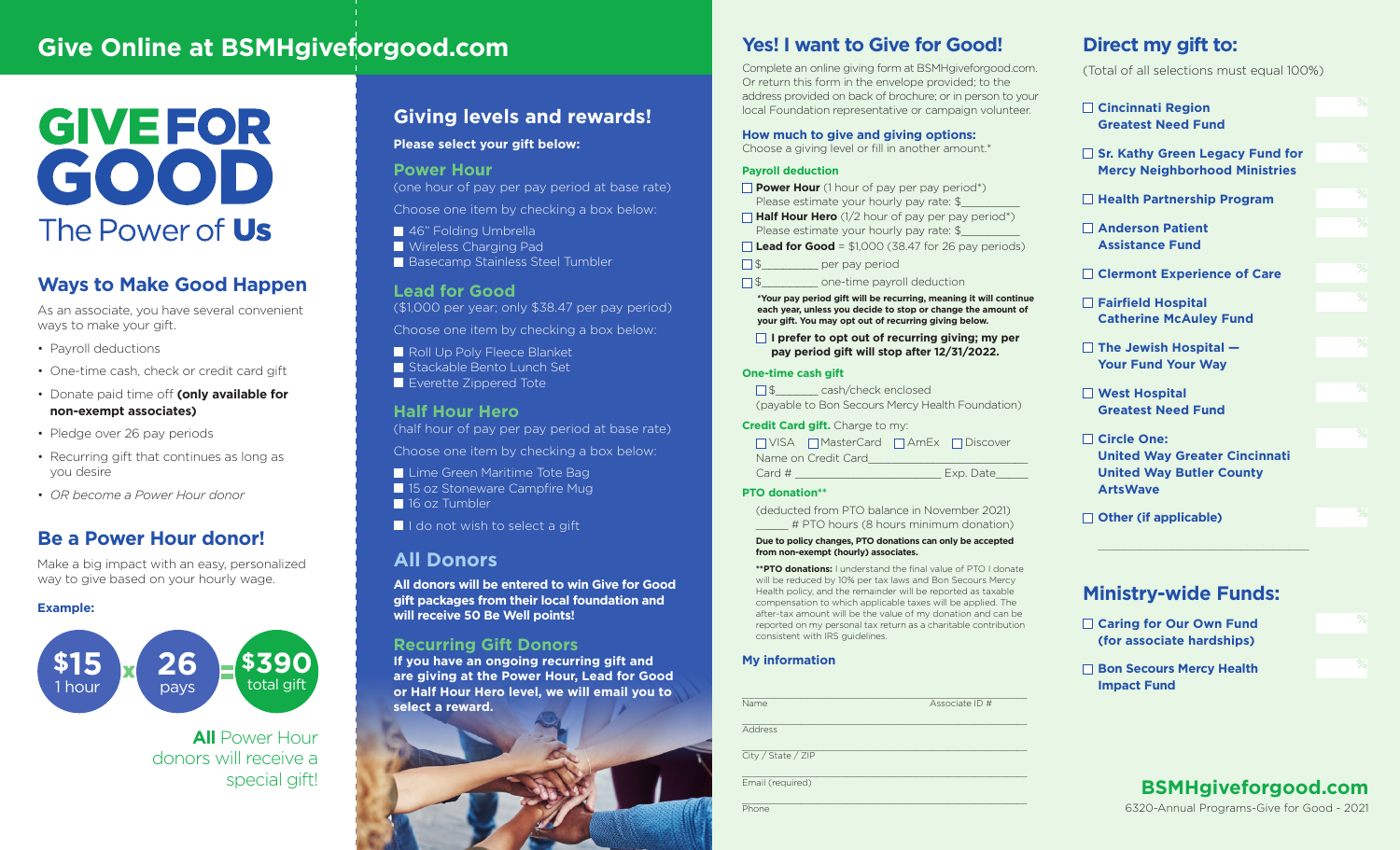# Give Online at BSMHgiveforgood.com

# GIVE FOR GOOD

The Power of **Us**

## Ways to Make Good Happen

As an associate, you have several convenient ways to make your gift.

- Payroll deductions
- One-time cash, check or credit card gift
- Donate paid time off **(only available for non-exempt associates)**
- Pledge over 26 pay periods
- Recurring gift that continues as long as you desire
- *OR become a Power Hour donor*

## Be a Power Hour donor!

Make a big impact with an easy, personalized way to give based on your hourly wage.

**Example:**

$15 1 hour x 26 pays = $390 total gift

**All** Power Hour donors will receive a special gift!

## Giving levels and rewards!

**Please select your gift below:**

### Power Hour

(one hour of pay per pay period at base rate)

Choose one item by checking a box below:

- ☐ 46" Folding Umbrella
- ☐ Wireless Charging Pad
- ☐ Basecamp Stainless Steel Tumbler

### Lead for Good

($1,000 per year; only $38.47 per pay period)

Choose one item by checking a box below:

- ☐ Roll Up Poly Fleece Blanket
- ☐ Stackable Bento Lunch Set
- ☐ Everette Zippered Tote

### Half Hour Hero

(half hour of pay per pay period at base rate)

Choose one item by checking a box below:

- ☐ Lime Green Maritime Tote Bag
- ☐ 15 oz Stoneware Campfire Mug
- ☐ 16 oz Tumbler

☐ I do not wish to select a gift

## All Donors

**All donors will be entered to win Give for Good gift packages from their local foundation and will receive 50 Be Well points!**

### Recurring Gift Donors

**If you have an ongoing recurring gift and are giving at the Power Hour, Lead for Good or Half Hour Hero level, we will email you to select a reward.**

## Yes! I want to Give for Good!

Complete an online giving form at BSMHgiveforgood.com. Or return this form in the envelope provided; to the address provided on back of brochure; or in person to your local Foundation representative or campaign volunteer.

### How much to give and giving options:

Choose a giving level or fill in another amount.*

**Payroll deduction**

☐ **Power Hour** (1 hour of pay per pay period*)
Please estimate your hourly pay rate: $__________

☐ **Half Hour Hero** (1/2 hour of pay per pay period*)
Please estimate your hourly pay rate: $__________

☐ **Lead for Good** = $1,000 (38.47 for 26 pay periods)

☐ $__________ per pay period

☐ $__________ one-time payroll deduction

***Your pay period gift will be recurring, meaning it will continue each year, unless you decide to stop or change the amount of your gift. You may opt out of recurring giving below.**

☐ **I prefer to opt out of recurring giving; my per pay period gift will stop after 12/31/2022.**

**One-time cash gift**

☐ $________ cash/check enclosed
(payable to Bon Secours Mercy Health Foundation)

**Credit Card gift.** Charge to my:

☐ VISA ☐ MasterCard ☐ AmEx ☐ Discover

Name on Credit Card__________________________

Card # ________________________ Exp. Date______

**PTO donation****

(deducted from PTO balance in November 2021)
______ # PTO hours (8 hours minimum donation)

**Due to policy changes, PTO donations can only be accepted from non-exempt (hourly) associates.**

****PTO donations:** I understand the final value of PTO I donate will be reduced by 10% per tax laws and Bon Secours Mercy Health policy, and the remainder will be reported as taxable compensation to which applicable taxes will be applied. The after-tax amount will be the value of my donation and can be reported on my personal tax return as a charitable contribution consistent with IRS guidelines.

### My information

Name ______________________ Associate ID # __________

Address ______________________

City / State / ZIP ______________________

Email (required) ______________________

Phone ______________________

## Direct my gift to:

(Total of all selections must equal 100%)

- ☐ **Cincinnati Region Greatest Need Fund** ____%
- ☐ **Sr. Kathy Green Legacy Fund for Mercy Neighborhood Ministries** ____%
- ☐ **Health Partnership Program** ____%
- ☐ **Anderson Patient Assistance Fund** ____%
- ☐ **Clermont Experience of Care** ____%
- ☐ **Fairfield Hospital Catherine McAuley Fund** ____%
- ☐ **The Jewish Hospital — Your Fund Your Way** ____%
- ☐ **West Hospital Greatest Need Fund** ____%
- ☐ **Circle One: United Way Greater Cincinnati / United Way Butler County / ArtsWave** ____%
- ☐ **Other (if applicable)** ____%

______________________

## Ministry-wide Funds:

- ☐ **Caring for Our Own Fund (for associate hardships)** ____%
- ☐ **Bon Secours Mercy Health Impact Fund** ____%

**BSMHgiveforgood.com**

6320-Annual Programs-Give for Good - 2021